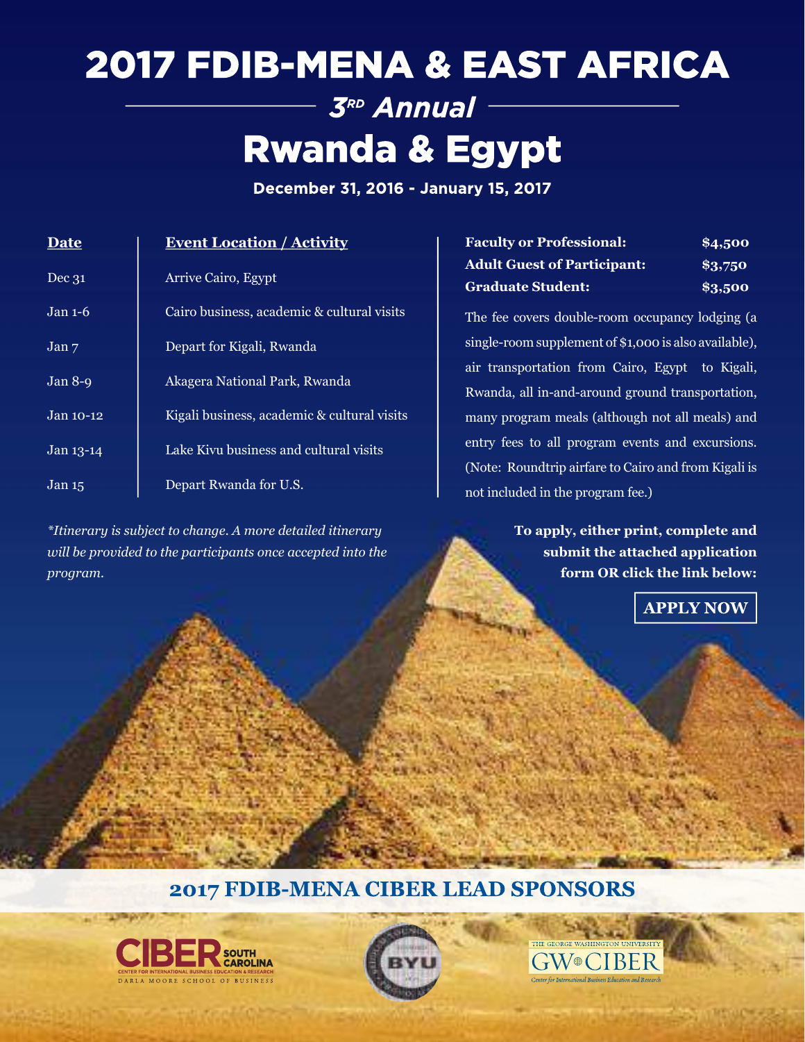# 2017 FDIB-MENA & EAST AFRICA

## 3RD Annual

# Rwanda & Egypt

**December 31, 2016 - January 15, 2017**

| Date | Event Location / Activity |
| --- | --- |
| Dec 31 | Arrive Cairo, Egypt |
| Jan 1-6 | Cairo business, academic & cultural visits |
| Jan 7 | Depart for Kigali, Rwanda |
| Jan 8-9 | Akagera National Park, Rwanda |
| Jan 10-12 | Kigali business, academic & cultural visits |
| Jan 13-14 | Lake Kivu business and cultural visits |
| Jan 15 | Depart Rwanda for U.S. |

*\*Itinerary is subject to change. A more detailed itinerary will be provided to the participants once accepted into the program.*

| | |
| --- | --- |
| **Faculty or Professional:** | **$4,500** |
| **Adult Guest of Participant:** | **$3,750** |
| **Graduate Student:** | **$3,500** |

The fee covers double-room occupancy lodging (a single-room supplement of $1,000 is also available), air transportation from Cairo, Egypt to Kigali, Rwanda, all in-and-around ground transportation, many program meals (although not all meals) and entry fees to all program events and excursions. (Note: Roundtrip airfare to Cairo and from Kigali is not included in the program fee.)

**To apply, either print, complete and submit the attached application form OR click the link below:**

**APPLY NOW**

## 2017 FDIB-MENA CIBER LEAD SPONSORS

CIBER SOUTH CAROLINA – Center for International Business Education & Research – Darla Moore School of Business

BYU

The George Washington University GW CIBER – Center for International Business Education and Research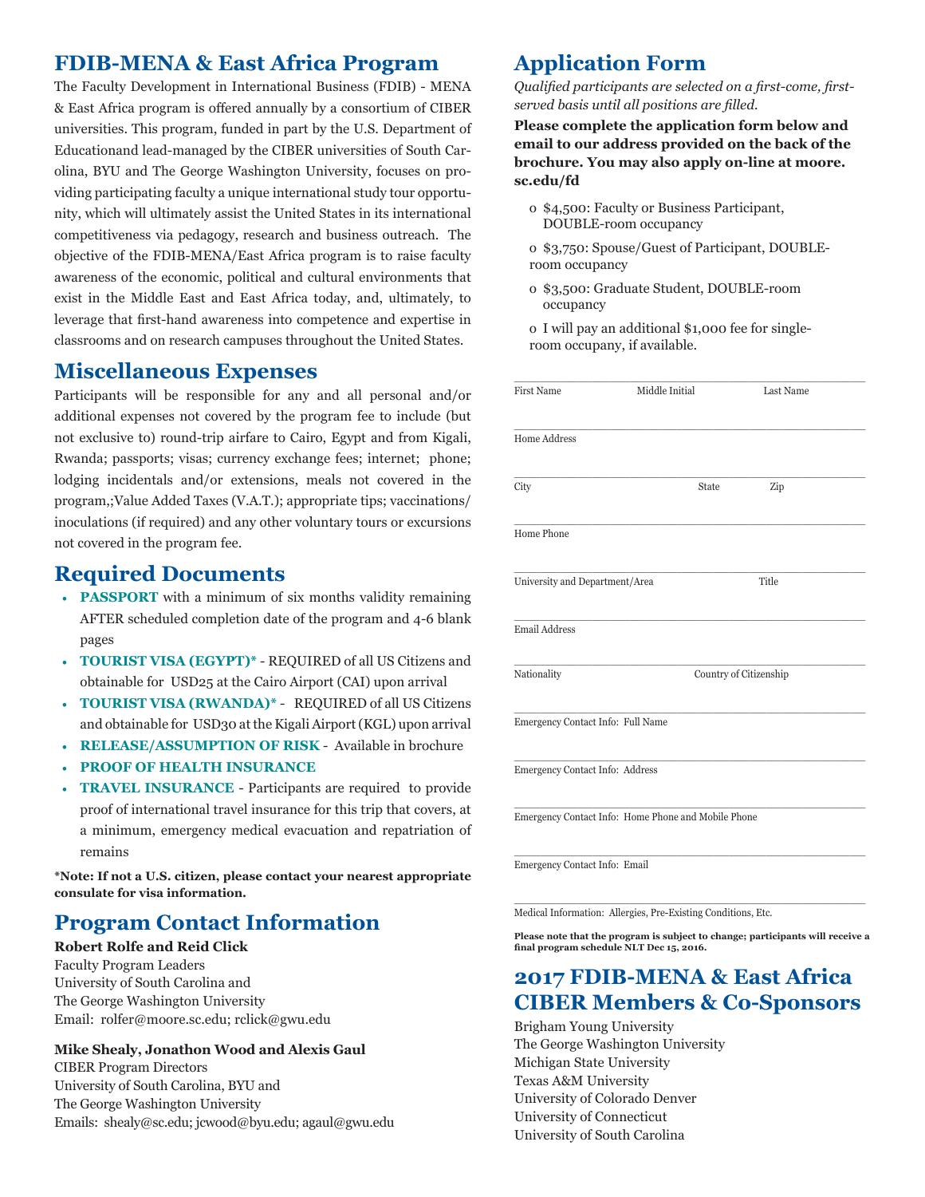## FDIB-MENA & East Africa Program

The Faculty Development in International Business (FDIB) - MENA & East Africa program is offered annually by a consortium of CIBER universities. This program, funded in part by the U.S. Department of Educationand lead-managed by the CIBER universities of South Carolina, BYU and The George Washington University, focuses on providing participating faculty a unique international study tour opportunity, which will ultimately assist the United States in its international competitiveness via pedagogy, research and business outreach. The objective of the FDIB-MENA/East Africa program is to raise faculty awareness of the economic, political and cultural environments that exist in the Middle East and East Africa today, and, ultimately, to leverage that first-hand awareness into competence and expertise in classrooms and on research campuses throughout the United States.

## Miscellaneous Expenses

Participants will be responsible for any and all personal and/or additional expenses not covered by the program fee to include (but not exclusive to) round-trip airfare to Cairo, Egypt and from Kigali, Rwanda; passports; visas; currency exchange fees; internet; phone; lodging incidentals and/or extensions, meals not covered in the program,;Value Added Taxes (V.A.T.); appropriate tips; vaccinations/inoculations (if required) and any other voluntary tours or excursions not covered in the program fee.

## Required Documents

- **PASSPORT** with a minimum of six months validity remaining AFTER scheduled completion date of the program and 4-6 blank pages
- **TOURIST VISA (EGYPT)*** - REQUIRED of all US Citizens and obtainable for USD25 at the Cairo Airport (CAI) upon arrival
- **TOURIST VISA (RWANDA)*** - REQUIRED of all US Citizens and obtainable for USD30 at the Kigali Airport (KGL) upon arrival
- **RELEASE/ASSUMPTION OF RISK** - Available in brochure
- **PROOF OF HEALTH INSURANCE**
- **TRAVEL INSURANCE** - Participants are required to provide proof of international travel insurance for this trip that covers, at a minimum, emergency medical evacuation and repatriation of remains

**\*Note: If not a U.S. citizen, please contact your nearest appropriate consulate for visa information.**

## Program Contact Information

**Robert Rolfe and Reid Click**
Faculty Program Leaders
University of South Carolina and
The George Washington University
Email: rolfer@moore.sc.edu; rclick@gwu.edu

**Mike Shealy, Jonathon Wood and Alexis Gaul**
CIBER Program Directors
University of South Carolina, BYU and
The George Washington University
Emails: shealy@sc.edu; jcwood@byu.edu; agaul@gwu.edu

## Application Form

*Qualified participants are selected on a first-come, first-served basis until all positions are filled.*

**Please complete the application form below and email to our address provided on the back of the brochure. You may also apply on-line at moore.sc.edu/fd**

- o $4,500: Faculty or Business Participant, DOUBLE-room occupancy
- o $3,750: Spouse/Guest of Participant, DOUBLE-room occupancy
- o $3,500: Graduate Student, DOUBLE-room occupancy
- o I will pay an additional $1,000 fee for single-room occupany, if available.

First Name ______ Middle Initial ______ Last Name ______

Home Address ______

City ______ State ______ Zip ______

Home Phone ______

University and Department/Area ______ Title ______

Email Address ______

Nationality ______ Country of Citizenship ______

Emergency Contact Info: Full Name ______

Emergency Contact Info: Address ______

Emergency Contact Info: Home Phone and Mobile Phone ______

Emergency Contact Info: Email ______

Medical Information: Allergies, Pre-Existing Conditions, Etc. ______

**Please note that the program is subject to change; participants will receive a final program schedule NLT Dec 15, 2016.**

## 2017 FDIB-MENA & East Africa CIBER Members & Co-Sponsors

Brigham Young University
The George Washington University
Michigan State University
Texas A&M University
University of Colorado Denver
University of Connecticut
University of South Carolina